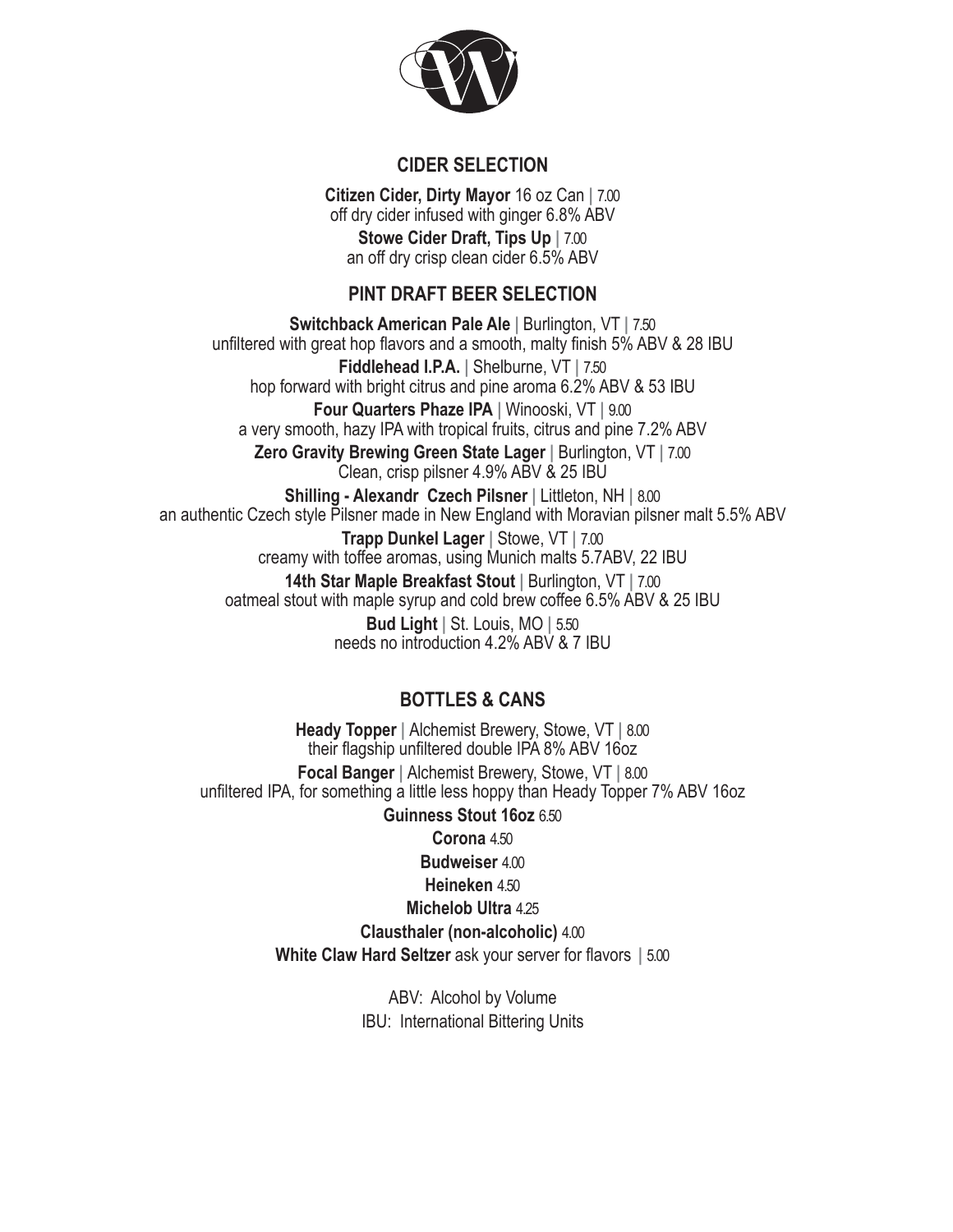## CIDER SELECTION

**Citizen Cider, Dirty Mayor** 16 oz Can | 7.00
off dry cider infused with ginger 6.8% ABV

**Stowe Cider Draft, Tips Up** | 7.00
an off dry crisp clean cider 6.5% ABV

## PINT DRAFT BEER SELECTION

**Switchback American Pale Ale** | Burlington, VT | 7.50
unfiltered with great hop flavors and a smooth, malty finish 5% ABV & 28 IBU

**Fiddlehead I.P.A.** | Shelburne, VT | 7.50
hop forward with bright citrus and pine aroma 6.2% ABV & 53 IBU

**Four Quarters Phaze IPA** | Winooski, VT | 9.00
a very smooth, hazy IPA with tropical fruits, citrus and pine 7.2% ABV

**Zero Gravity Brewing Green State Lager** | Burlington, VT | 7.00
Clean, crisp pilsner 4.9% ABV & 25 IBU

**Shilling - Alexandr Czech Pilsner** | Littleton, NH | 8.00
an authentic Czech style Pilsner made in New England with Moravian pilsner malt 5.5% ABV

**Trapp Dunkel Lager** | Stowe, VT | 7.00
creamy with toffee aromas, using Munich malts 5.7ABV, 22 IBU

**14th Star Maple Breakfast Stout** | Burlington, VT | 7.00
oatmeal stout with maple syrup and cold brew coffee 6.5% ABV & 25 IBU

**Bud Light** | St. Louis, MO | 5.50
needs no introduction 4.2% ABV & 7 IBU

## BOTTLES & CANS

**Heady Topper** | Alchemist Brewery, Stowe, VT | 8.00
their flagship unfiltered double IPA 8% ABV 16oz

**Focal Banger** | Alchemist Brewery, Stowe, VT | 8.00
unfiltered IPA, for something a little less hoppy than Heady Topper 7% ABV 16oz

**Guinness Stout 16oz** 6.50

**Corona** 4.50

**Budweiser** 4.00

**Heineken** 4.50

**Michelob Ultra** 4.25

**Clausthaler (non-alcoholic)** 4.00

**White Claw Hard Seltzer** ask your server for flavors | 5.00

ABV: Alcohol by Volume
IBU: International Bittering Units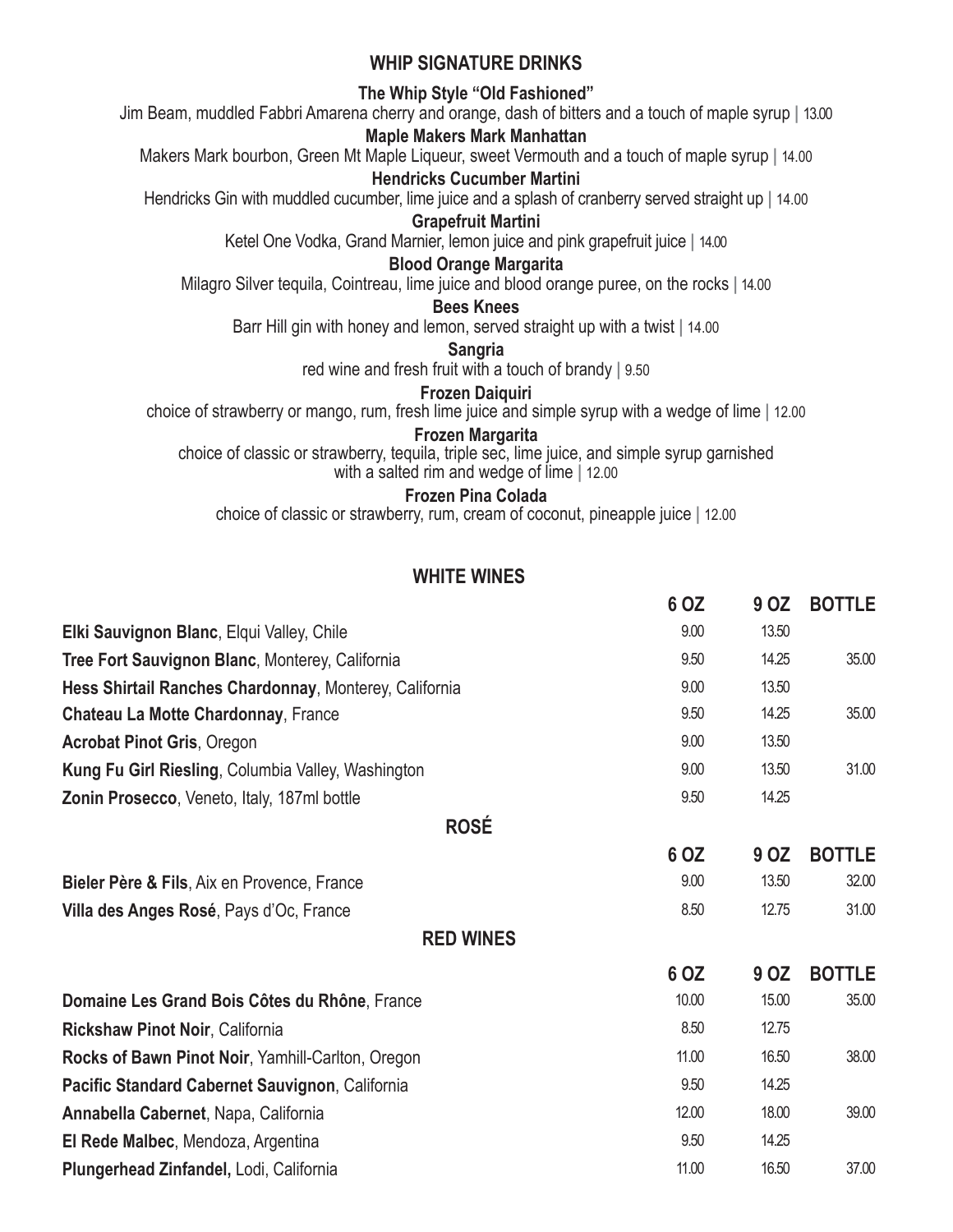## WHIP SIGNATURE DRINKS

**The Whip Style "Old Fashioned"**
Jim Beam, muddled Fabbri Amarena cherry and orange, dash of bitters and a touch of maple syrup | 13.00

**Maple Makers Mark Manhattan**
Makers Mark bourbon, Green Mt Maple Liqueur, sweet Vermouth and a touch of maple syrup | 14.00

**Hendricks Cucumber Martini**
Hendricks Gin with muddled cucumber, lime juice and a splash of cranberry served straight up | 14.00

**Grapefruit Martini**
Ketel One Vodka, Grand Marnier, lemon juice and pink grapefruit juice | 14.00

**Blood Orange Margarita**
Milagro Silver tequila, Cointreau, lime juice and blood orange puree, on the rocks | 14.00

**Bees Knees**
Barr Hill gin with honey and lemon, served straight up with a twist | 14.00

**Sangria**
red wine and fresh fruit with a touch of brandy | 9.50

**Frozen Daiquiri**
choice of strawberry or mango, rum, fresh lime juice and simple syrup with a wedge of lime | 12.00

**Frozen Margarita**
choice of classic or strawberry, tequila, triple sec, lime juice, and simple syrup garnished with a salted rim and wedge of lime | 12.00

**Frozen Pina Colada**
choice of classic or strawberry, rum, cream of coconut, pineapple juice | 12.00

## WHITE WINES

| | 6 OZ | 9 OZ | BOTTLE |
|---|---|---|---|
| **Elki Sauvignon Blanc**, Elqui Valley, Chile | 9.00 | 13.50 | |
| **Tree Fort Sauvignon Blanc**, Monterey, California | 9.50 | 14.25 | 35.00 |
| **Hess Shirtail Ranches Chardonnay**, Monterey, California | 9.00 | 13.50 | |
| **Chateau La Motte Chardonnay**, France | 9.50 | 14.25 | 35.00 |
| **Acrobat Pinot Gris**, Oregon | 9.00 | 13.50 | |
| **Kung Fu Girl Riesling**, Columbia Valley, Washington | 9.00 | 13.50 | 31.00 |
| **Zonin Prosecco**, Veneto, Italy, 187ml bottle | 9.50 | 14.25 | |

## ROSÉ

| | 6 OZ | 9 OZ | BOTTLE |
|---|---|---|---|
| **Bieler Père & Fils**, Aix en Provence, France | 9.00 | 13.50 | 32.00 |
| **Villa des Anges Rosé**, Pays d'Oc, France | 8.50 | 12.75 | 31.00 |

## RED WINES

| | 6 OZ | 9 OZ | BOTTLE |
|---|---|---|---|
| **Domaine Les Grand Bois Côtes du Rhône**, France | 10.00 | 15.00 | 35.00 |
| **Rickshaw Pinot Noir**, California | 8.50 | 12.75 | |
| **Rocks of Bawn Pinot Noir**, Yamhill-Carlton, Oregon | 11.00 | 16.50 | 38.00 |
| **Pacific Standard Cabernet Sauvignon**, California | 9.50 | 14.25 | |
| **Annabella Cabernet**, Napa, California | 12.00 | 18.00 | 39.00 |
| **El Rede Malbec**, Mendoza, Argentina | 9.50 | 14.25 | |
| **Plungerhead Zinfandel,** Lodi, California | 11.00 | 16.50 | 37.00 |